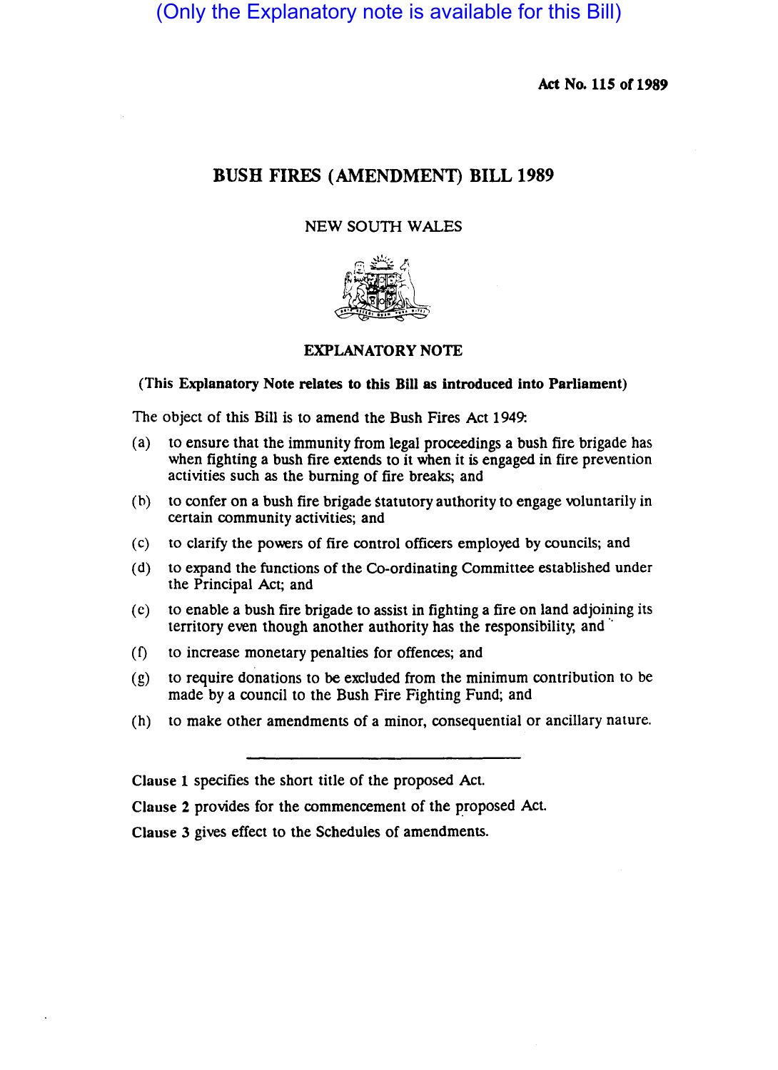(Only the Explanatory note is available for this Bill)

**Act No. 115 of 1989**

# BUSH FIRES (AMENDMENT) BILL 1989

NEW SOUTH WALES

## EXPLANATORY NOTE

**(This Explanatory Note relates to this Bill as introduced into Parliament)**

The object of this Bill is to amend the Bush Fires Act 1949:

(a) to ensure that the immunity from legal proceedings a bush fire brigade has when fighting a bush fire extends to it when it is engaged in fire prevention activities such as the burning of fire breaks; and

(b) to confer on a bush fire brigade statutory authority to engage voluntarily in certain community activities; and

(c) to clarify the powers of fire control officers employed by councils; and

(d) to expand the functions of the Co-ordinating Committee established under the Principal Act; and

(e) to enable a bush fire brigade to assist in fighting a fire on land adjoining its territory even though another authority has the responsibility; and

(f) to increase monetary penalties for offences; and

(g) to require donations to be excluded from the minimum contribution to be made by a council to the Bush Fire Fighting Fund; and

(h) to make other amendments of a minor, consequential or ancillary nature.

---

**Clause 1** specifies the short title of the proposed Act.

**Clause 2** provides for the commencement of the proposed Act.

**Clause 3** gives effect to the Schedules of amendments.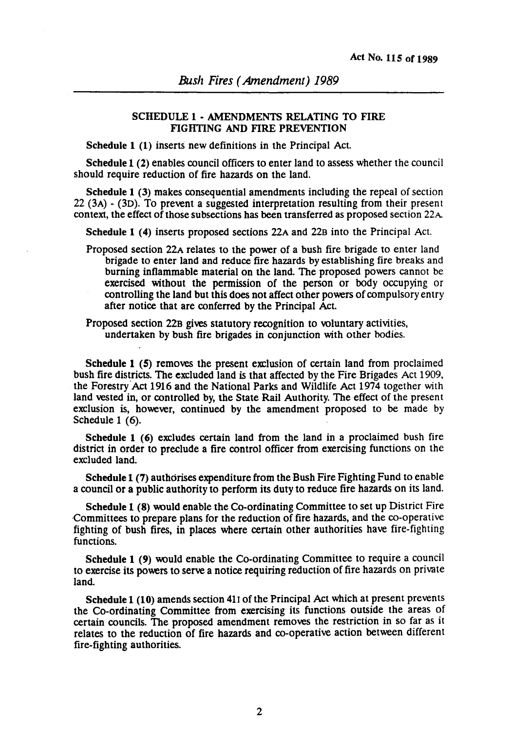## SCHEDULE 1 - AMENDMENTS RELATING TO FIRE FIGHTING AND FIRE PREVENTION

**Schedule 1 (1)** inserts new definitions in the Principal Act.

**Schedule 1 (2)** enables council officers to enter land to assess whether the council should require reduction of fire hazards on the land.

**Schedule 1 (3)** makes consequential amendments including the repeal of section 22 (3A) - (3D). To prevent a suggested interpretation resulting from their present context, the effect of those subsections has been transferred as proposed section 22A.

**Schedule 1 (4)** inserts proposed sections 22A and 22B into the Principal Act.

Proposed section 22A relates to the power of a bush fire brigade to enter land brigade to enter land and reduce fire hazards by establishing fire breaks and burning inflammable material on the land. The proposed powers cannot be exercised without the permission of the person or body occupying or controlling the land but this does not affect other powers of compulsory entry after notice that are conferred by the Principal Act.

Proposed section 22B gives statutory recognition to voluntary activities, undertaken by bush fire brigades in conjunction with other bodies.

**Schedule 1 (5)** removes the present exclusion of certain land from proclaimed bush fire districts. The excluded land is that affected by the Fire Brigades Act 1909, the Forestry Act 1916 and the National Parks and Wildlife Act 1974 together with land vested in, or controlled by, the State Rail Authority. The effect of the present exclusion is, however, continued by the amendment proposed to be made by Schedule 1 (6).

**Schedule 1 (6)** excludes certain land from the land in a proclaimed bush fire district in order to preclude a fire control officer from exercising functions on the excluded land.

**Schedule 1 (7)** authorises expenditure from the Bush Fire Fighting Fund to enable a council or a public authority to perform its duty to reduce fire hazards on its land.

**Schedule 1 (8)** would enable the Co-ordinating Committee to set up District Fire Committees to prepare plans for the reduction of fire hazards, and the co-operative fighting of bush fires, in places where certain other authorities have fire-fighting functions.

**Schedule 1 (9)** would enable the Co-ordinating Committee to require a council to exercise its powers to serve a notice requiring reduction of fire hazards on private land.

**Schedule 1 (10)** amends section 41I of the Principal Act which at present prevents the Co-ordinating Committee from exercising its functions outside the areas of certain councils. The proposed amendment removes the restriction in so far as it relates to the reduction of fire hazards and co-operative action between different fire-fighting authorities.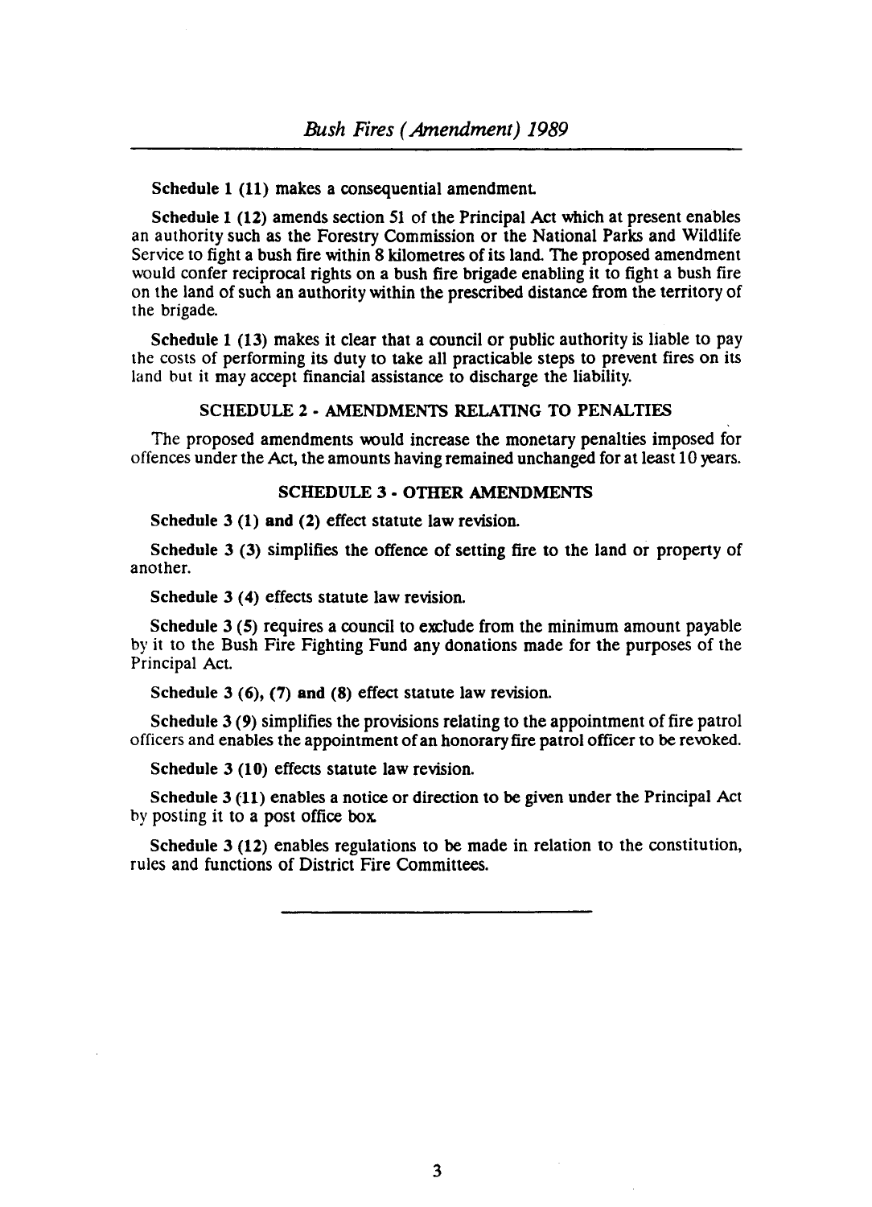**Schedule 1 (11)** makes a consequential amendment.

**Schedule 1 (12)** amends section 51 of the Principal Act which at present enables an authority such as the Forestry Commission or the National Parks and Wildlife Service to fight a bush fire within 8 kilometres of its land. The proposed amendment would confer reciprocal rights on a bush fire brigade enabling it to fight a bush fire on the land of such an authority within the prescribed distance from the territory of the brigade.

**Schedule 1 (13)** makes it clear that a council or public authority is liable to pay the costs of performing its duty to take all practicable steps to prevent fires on its land but it may accept financial assistance to discharge the liability.

## SCHEDULE 2 - AMENDMENTS RELATING TO PENALTIES

The proposed amendments would increase the monetary penalties imposed for offences under the Act, the amounts having remained unchanged for at least 10 years.

## SCHEDULE 3 - OTHER AMENDMENTS

**Schedule 3 (1) and (2)** effect statute law revision.

**Schedule 3 (3)** simplifies the offence of setting fire to the land or property of another.

**Schedule 3 (4)** effects statute law revision.

**Schedule 3 (5)** requires a council to exclude from the minimum amount payable by it to the Bush Fire Fighting Fund any donations made for the purposes of the Principal Act.

**Schedule 3 (6), (7) and (8)** effect statute law revision.

**Schedule 3 (9)** simplifies the provisions relating to the appointment of fire patrol officers and enables the appointment of an honorary fire patrol officer to be revoked.

**Schedule 3 (10)** effects statute law revision.

**Schedule 3 (11)** enables a notice or direction to be given under the Principal Act by posting it to a post office box.

**Schedule 3 (12)** enables regulations to be made in relation to the constitution, rules and functions of District Fire Committees.